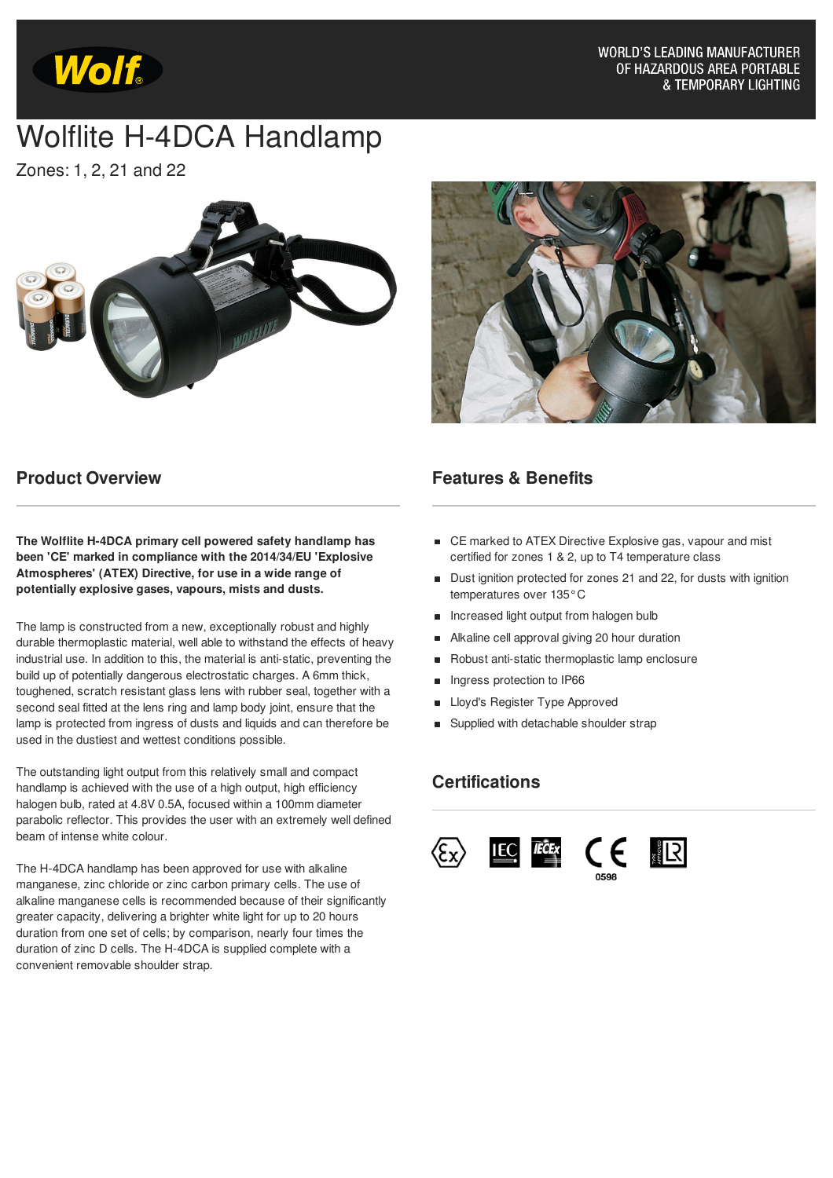WORLD'S LEADING MANUFACTURER OF HAZARDOUS AREA PORTABLE & TEMPORARY LIGHTING

# Wolflite H-4DCA Handlamp

Zones: 1, 2, 21 and 22

## Product Overview

**The Wolflite H-4DCA primary cell powered safety handlamp has been 'CE' marked in compliance with the 2014/34/EU 'Explosive Atmospheres' (ATEX) Directive, for use in a wide range of potentially explosive gases, vapours, mists and dusts.**

The lamp is constructed from a new, exceptionally robust and highly durable thermoplastic material, well able to withstand the effects of heavy industrial use. In addition to this, the material is anti-static, preventing the build up of potentially dangerous electrostatic charges. A 6mm thick, toughened, scratch resistant glass lens with rubber seal, together with a second seal fitted at the lens ring and lamp body joint, ensure that the lamp is protected from ingress of dusts and liquids and can therefore be used in the dustiest and wettest conditions possible.

The outstanding light output from this relatively small and compact handlamp is achieved with the use of a high output, high efficiency halogen bulb, rated at 4.8V 0.5A, focused within a 100mm diameter parabolic reflector. This provides the user with an extremely well defined beam of intense white colour.

The H-4DCA handlamp has been approved for use with alkaline manganese, zinc chloride or zinc carbon primary cells. The use of alkaline manganese cells is recommended because of their significantly greater capacity, delivering a brighter white light for up to 20 hours duration from one set of cells; by comparison, nearly four times the duration of zinc D cells. The H-4DCA is supplied complete with a convenient removable shoulder strap.

## Features & Benefits

- CE marked to ATEX Directive Explosive gas, vapour and mist certified for zones 1 & 2, up to T4 temperature class
- Dust ignition protected for zones 21 and 22, for dusts with ignition temperatures over 135°C
- Increased light output from halogen bulb
- Alkaline cell approval giving 20 hour duration
- Robust anti-static thermoplastic lamp enclosure
- Ingress protection to IP66
- Lloyd's Register Type Approved
- Supplied with detachable shoulder strap

## Certifications

Ex IEC IECEx CE 0598 LR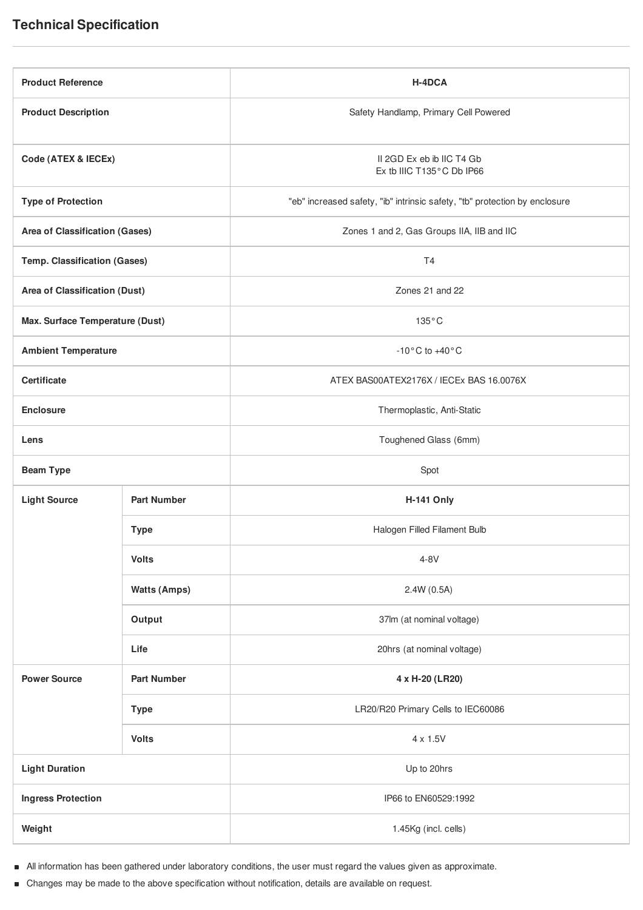## Technical Specification

| | | |
|---|---|---|
| **Product Reference** | | **H-4DCA** |
| **Product Description** | | Safety Handlamp, Primary Cell Powered |
| **Code (ATEX & IECEx)** | | II 2GD Ex eb ib IIC T4 Gb<br>Ex tb IIIC T135°C Db IP66 |
| **Type of Protection** | | "eb" increased safety, "ib" intrinsic safety, "tb" protection by enclosure |
| **Area of Classification (Gases)** | | Zones 1 and 2, Gas Groups IIA, IIB and IIC |
| **Temp. Classification (Gases)** | | T4 |
| **Area of Classification (Dust)** | | Zones 21 and 22 |
| **Max. Surface Temperature (Dust)** | | 135°C |
| **Ambient Temperature** | | -10°C to +40°C |
| **Certificate** | | ATEX BAS00ATEX2176X / IECEx BAS 16.0076X |
| **Enclosure** | | Thermoplastic, Anti-Static |
| **Lens** | | Toughened Glass (6mm) |
| **Beam Type** | | Spot |
| **Light Source** | **Part Number** | **H-141 Only** |
| | **Type** | Halogen Filled Filament Bulb |
| | **Volts** | 4-8V |
| | **Watts (Amps)** | 2.4W (0.5A) |
| | **Output** | 37lm (at nominal voltage) |
| | **Life** | 20hrs (at nominal voltage) |
| **Power Source** | **Part Number** | **4 x H-20 (LR20)** |
| | **Type** | LR20/R20 Primary Cells to IEC60086 |
| | **Volts** | 4 x 1.5V |
| **Light Duration** | | Up to 20hrs |
| **Ingress Protection** | | IP66 to EN60529:1992 |
| **Weight** | | 1.45Kg (incl. cells) |

- All information has been gathered under laboratory conditions, the user must regard the values given as approximate.
- Changes may be made to the above specification without notification, details are available on request.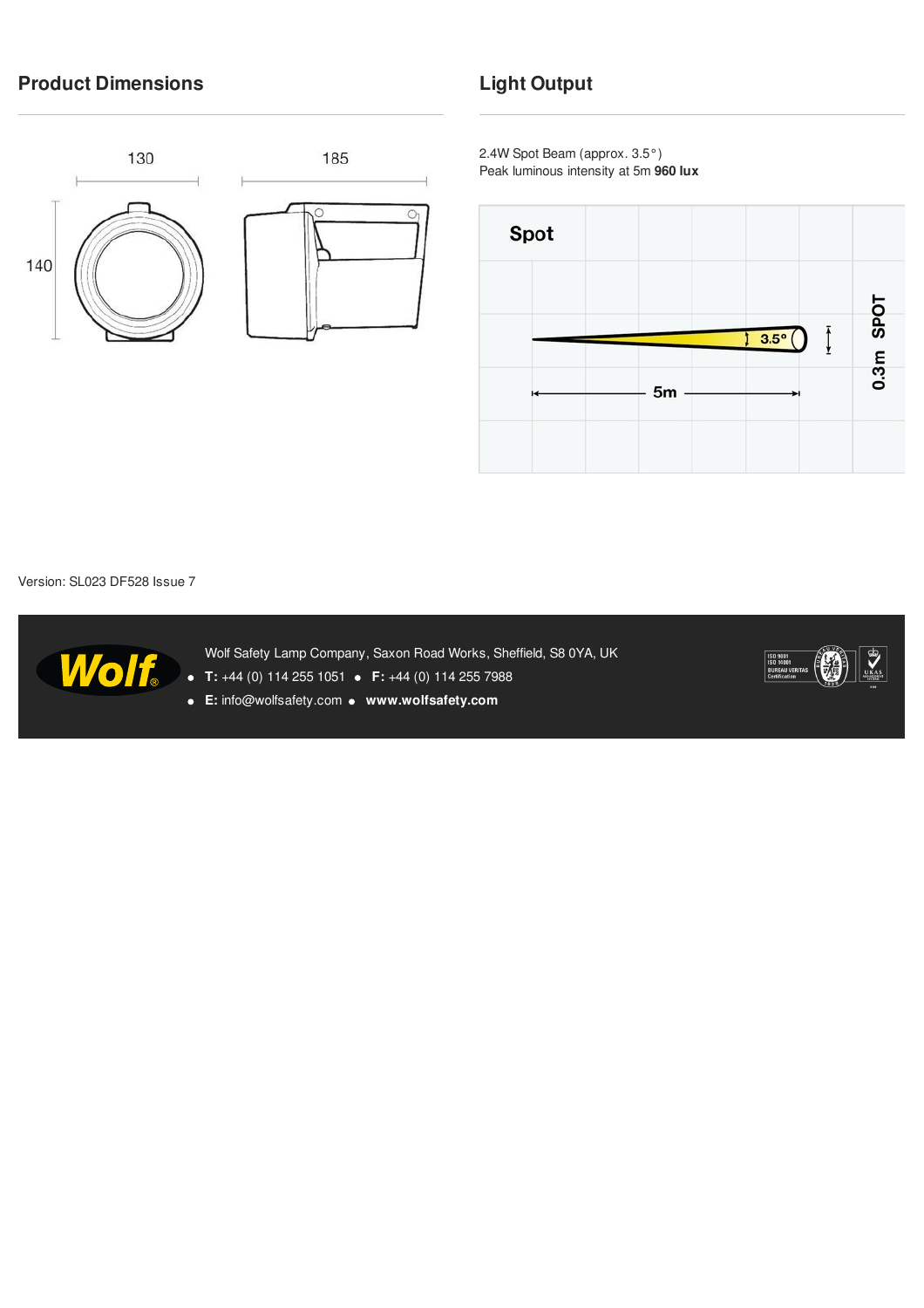## Product Dimensions

130

185

140

## Light Output

2.4W Spot Beam (approx. 3.5°)
Peak luminous intensity at 5m **960 lux**

Spot

3.5°

5m

0.3m SPOT

Version: SL023 DF528 Issue 7

Wolf®

Wolf Safety Lamp Company, Saxon Road Works, Sheffield, S8 0YA, UK

- **T:** +44 (0) 114 255 1051
- **F:** +44 (0) 114 255 7988
- **E:** info@wolfsafety.com
- **www.wolfsafety.com**

ISO 9001
ISO 14001
BUREAU VERITAS
Certification

UKAS